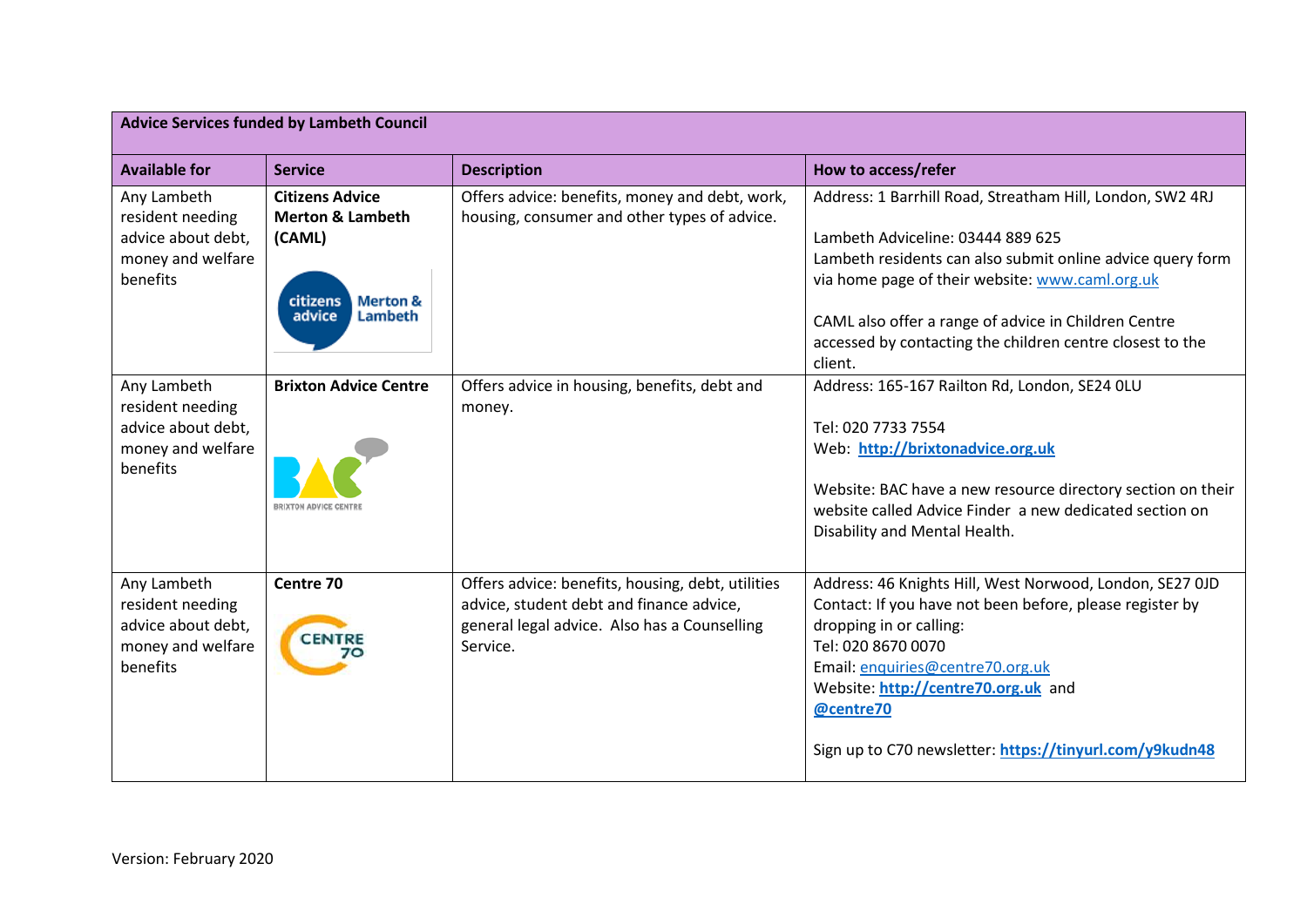| Advice Services funded by Lambeth Council | | | |
|---|---|---|---|
| **Available for** | **Service** | **Description** | **How to access/refer** |
| Any Lambeth resident needing advice about debt, money and welfare benefits | **Citizens Advice Merton & Lambeth (CAML)** | Offers advice: benefits, money and debt, work, housing, consumer and other types of advice. | Address: 1 Barrhill Road, Streatham Hill, London, SW2 4RJ<br><br>Lambeth Adviceline: 03444 889 625<br>Lambeth residents can also submit online advice query form via home page of their website: www.caml.org.uk<br><br>CAML also offer a range of advice in Children Centre accessed by contacting the children centre closest to the client. |
| Any Lambeth resident needing advice about debt, money and welfare benefits | **Brixton Advice Centre** | Offers advice in housing, benefits, debt and money. | Address: 165-167 Railton Rd, London, SE24 0LU<br><br>Tel: 020 7733 7554<br>Web: **http://brixtonadvice.org.uk**<br><br>Website: BAC have a new resource directory section on their website called Advice Finder a new dedicated section on Disability and Mental Health. |
| Any Lambeth resident needing advice about debt, money and welfare benefits | **Centre 70** | Offers advice: benefits, housing, debt, utilities advice, student debt and finance advice, general legal advice. Also has a Counselling Service. | Address: 46 Knights Hill, West Norwood, London, SE27 0JD<br>Contact: If you have not been before, please register by dropping in or calling:<br>Tel: 020 8670 0070<br>Email: enquiries@centre70.org.uk<br>Website: **http://centre70.org.uk** and **@centre70**<br><br>Sign up to C70 newsletter: **https://tinyurl.com/y9kudn48** |

Version: February 2020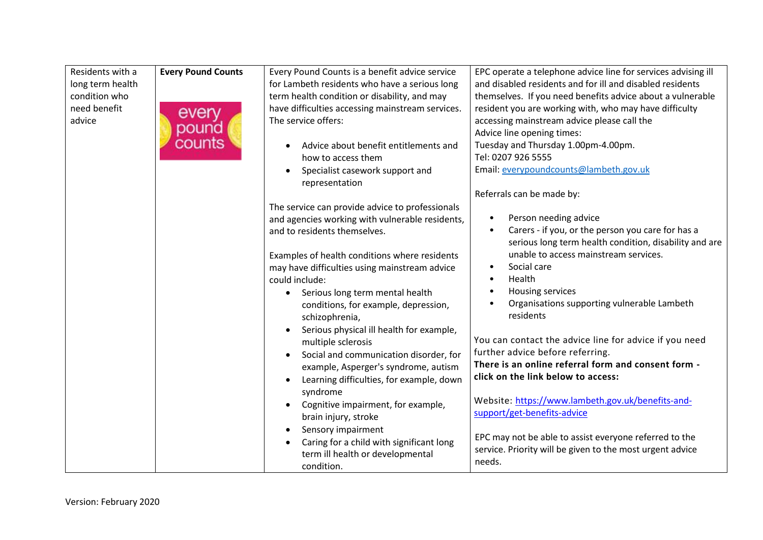| | | | |
|---|---|---|---|
| Residents with a long term health condition who need benefit advice | **Every Pound Counts** | Every Pound Counts is a benefit advice service for Lambeth residents who have a serious long term health condition or disability, and may have difficulties accessing mainstream services. The service offers:<br><br>• Advice about benefit entitlements and how to access them<br>• Specialist casework support and representation<br><br>The service can provide advice to professionals and agencies working with vulnerable residents, and to residents themselves.<br><br>Examples of health conditions where residents may have difficulties using mainstream advice could include:<br>• Serious long term mental health conditions, for example, depression, schizophrenia,<br>• Serious physical ill health for example, multiple sclerosis<br>• Social and communication disorder, for example, Asperger's syndrome, autism<br>• Learning difficulties, for example, down syndrome<br>• Cognitive impairment, for example, brain injury, stroke<br>• Sensory impairment<br>• Caring for a child with significant long term ill health or developmental condition. | EPC operate a telephone advice line for services advising ill and disabled residents and for ill and disabled residents themselves. If you need benefits advice about a vulnerable resident you are working with, who may have difficulty accessing mainstream advice please call the<br>Advice line opening times:<br>Tuesday and Thursday 1.00pm-4.00pm.<br>Tel: 0207 926 5555<br>Email: everypoundcounts@lambeth.gov.uk<br><br>Referrals can be made by:<br><br>• Person needing advice<br>• Carers - if you, or the person you care for has a serious long term health condition, disability and are unable to access mainstream services.<br>• Social care<br>• Health<br>• Housing services<br>• Organisations supporting vulnerable Lambeth residents<br><br>You can contact the advice line for advice if you need further advice before referring.<br>**There is an online referral form and consent form - click on the link below to access:**<br><br>Website: https://www.lambeth.gov.uk/benefits-and-support/get-benefits-advice<br><br>EPC may not be able to assist everyone referred to the service. Priority will be given to the most urgent advice needs. |

Version: February 2020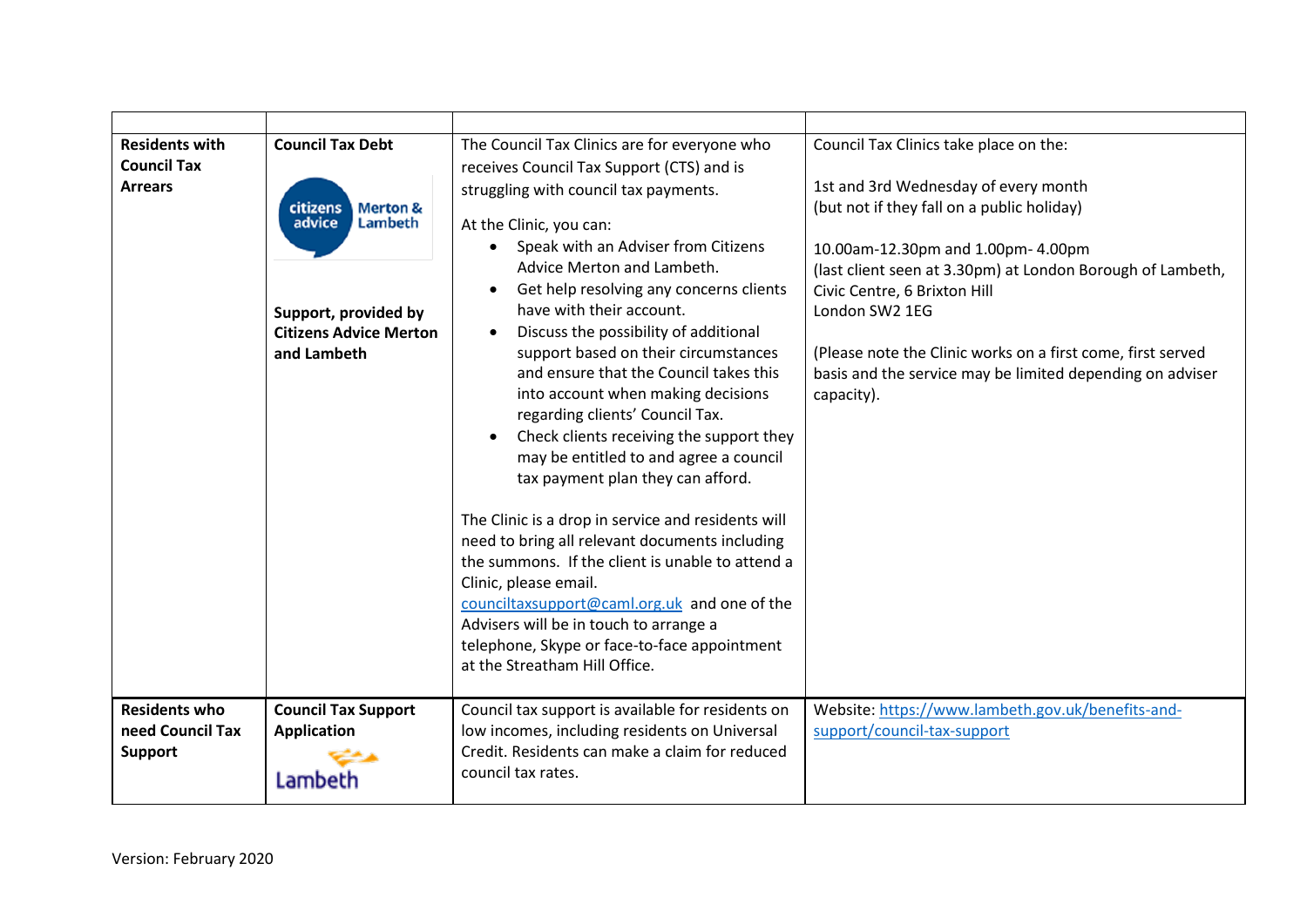| | | | |
|---|---|---|---|
| **Residents with Council Tax Arrears** | **Council Tax Debt**<br><br>citizens advice Merton & Lambeth<br><br>**Support, provided by Citizens Advice Merton and Lambeth** | The Council Tax Clinics are for everyone who receives Council Tax Support (CTS) and is struggling with council tax payments.<br><br>At the Clinic, you can:<br>• Speak with an Adviser from Citizens Advice Merton and Lambeth.<br>• Get help resolving any concerns clients have with their account.<br>• Discuss the possibility of additional support based on their circumstances and ensure that the Council takes this into account when making decisions regarding clients' Council Tax.<br>• Check clients receiving the support they may be entitled to and agree a council tax payment plan they can afford.<br><br>The Clinic is a drop in service and residents will need to bring all relevant documents including the summons. If the client is unable to attend a Clinic, please email. councilmtaxsupport@caml.org.uk and one of the Advisers will be in touch to arrange a telephone, Skype or face-to-face appointment at the Streatham Hill Office. | Council Tax Clinics take place on the:<br><br>1st and 3rd Wednesday of every month (but not if they fall on a public holiday)<br><br>10.00am-12.30pm and 1.00pm- 4.00pm (last client seen at 3.30pm) at London Borough of Lambeth, Civic Centre, 6 Brixton Hill London SW2 1EG<br><br>(Please note the Clinic works on a first come, first served basis and the service may be limited depending on adviser capacity). |
| **Residents who need Council Tax Support** | **Council Tax Support Application**<br><br>Lambeth | Council tax support is available for residents on low incomes, including residents on Universal Credit. Residents can make a claim for reduced council tax rates. | Website: https://www.lambeth.gov.uk/benefits-and-support/council-tax-support |

Version: February 2020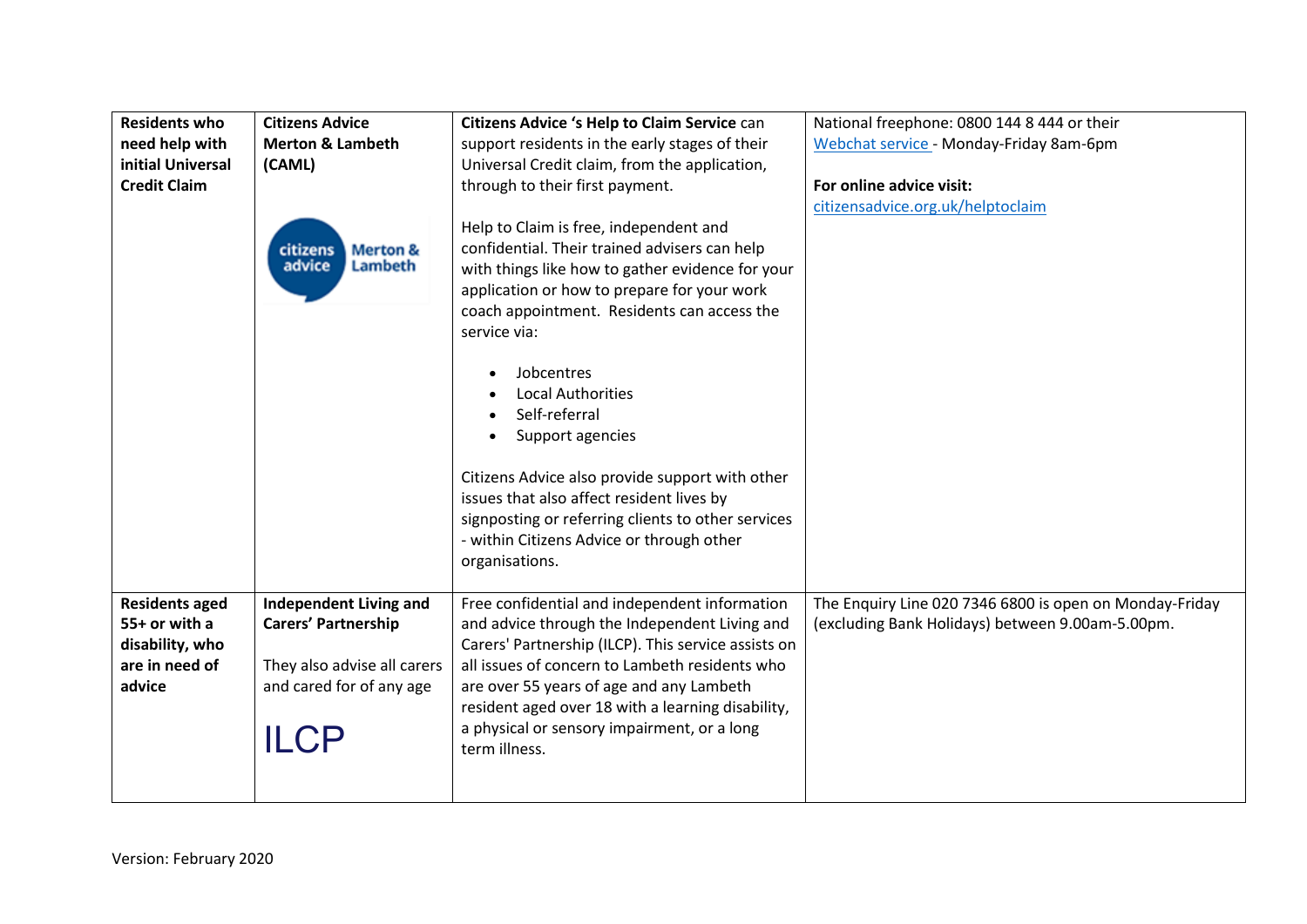| **Residents who need help with initial Universal Credit Claim** | **Citizens Advice Merton & Lambeth (CAML)**<br><br>citizens advice Merton & Lambeth | **Citizens Advice 's Help to Claim Service** can support residents in the early stages of their Universal Credit claim, from the application, through to their first payment.<br><br>Help to Claim is free, independent and confidential. Their trained advisers can help with things like how to gather evidence for your application or how to prepare for your work coach appointment. Residents can access the service via:<br><br>• Jobcentres<br>• Local Authorities<br>• Self-referral<br>• Support agencies<br><br>Citizens Advice also provide support with other issues that also affect resident lives by signposting or referring clients to other services - within Citizens Advice or through other organisations. | National freephone: 0800 144 8 444 or their Webchat service - Monday-Friday 8am-6pm<br><br>**For online advice visit:**<br>citizensadvice.org.uk/helptoclaim |
|---|---|---|---|
| **Residents aged 55+ or with a disability, who are in need of advice** | **Independent Living and Carers' Partnership**<br><br>They also advise all carers and cared for of any age<br><br>ILCP | Free confidential and independent information and advice through the Independent Living and Carers' Partnership (ILCP). This service assists on all issues of concern to Lambeth residents who are over 55 years of age and any Lambeth resident aged over 18 with a learning disability, a physical or sensory impairment, or a long term illness. | The Enquiry Line 020 7346 6800 is open on Monday-Friday (excluding Bank Holidays) between 9.00am-5.00pm. |

Version: February 2020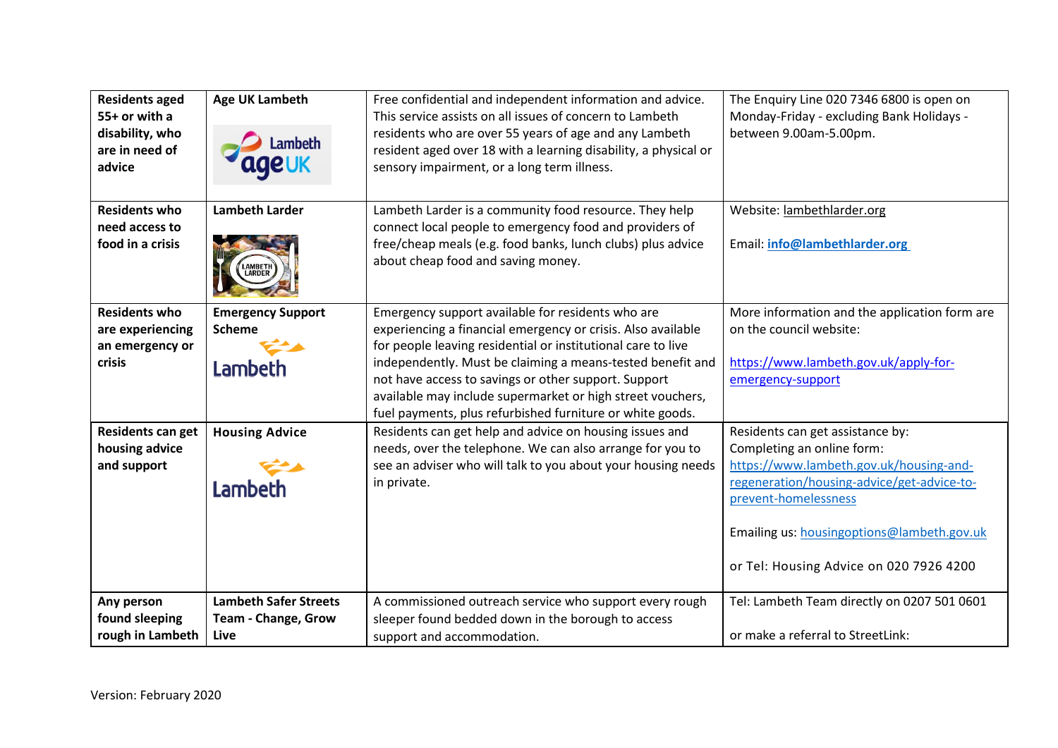| | | | |
|---|---|---|---|
| **Residents aged 55+ or with a disability, who are in need of advice** | **Age UK Lambeth** | Free confidential and independent information and advice. This service assists on all issues of concern to Lambeth residents who are over 55 years of age and any Lambeth resident aged over 18 with a learning disability, a physical or sensory impairment, or a long term illness. | The Enquiry Line 020 7346 6800 is open on Monday-Friday - excluding Bank Holidays - between 9.00am-5.00pm. |
| **Residents who need access to food in a crisis** | **Lambeth Larder** | Lambeth Larder is a community food resource. They help connect local people to emergency food and providers of free/cheap meals (e.g. food banks, lunch clubs) plus advice about cheap food and saving money. | Website: lambethlarder.org<br><br>Email: **info@lambethlarder.org** |
| **Residents who are experiencing an emergency or crisis** | **Emergency Support Scheme** | Emergency support available for residents who are experiencing a financial emergency or crisis. Also available for people leaving residential or institutional care to live independently. Must be claiming a means-tested benefit and not have access to savings or other support. Support available may include supermarket or high street vouchers, fuel payments, plus refurbished furniture or white goods. | More information and the application form are on the council website:<br><br>https://www.lambeth.gov.uk/apply-for-emergency-support |
| **Residents can get housing advice and support** | **Housing Advice** | Residents can get help and advice on housing issues and needs, over the telephone. We can also arrange for you to see an adviser who will talk to you about your housing needs in private. | Residents can get assistance by:<br>Completing an online form:<br>https://www.lambeth.gov.uk/housing-and-regeneration/housing-advice/get-advice-to-prevent-homelessness<br><br>Emailing us: housingoptions@lambeth.gov.uk<br><br>or Tel: Housing Advice on 020 7926 4200 |
| **Any person found sleeping rough in Lambeth** | **Lambeth Safer Streets Team - Change, Grow Live** | A commissioned outreach service who support every rough sleeper found bedded down in the borough to access support and accommodation. | Tel: Lambeth Team directly on 0207 501 0601<br><br>or make a referral to StreetLink: |

Version: February 2020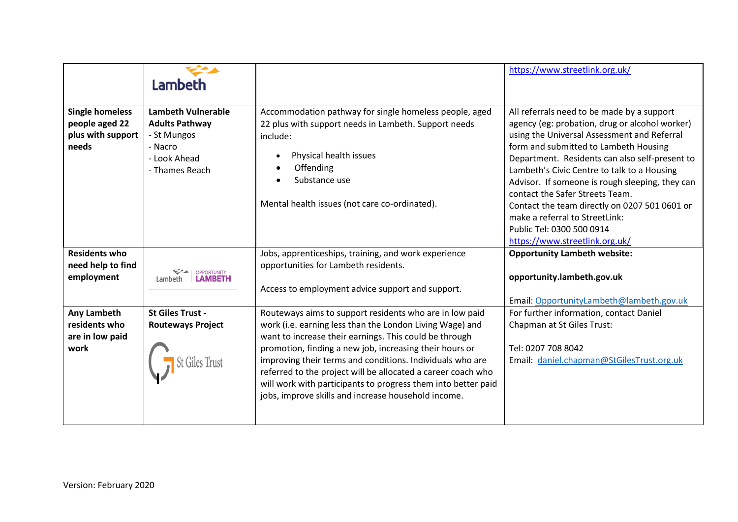| | | | |
|---|---|---|---|
| | Lambeth | | https://www.streetlink.org.uk/ |
| **Single homeless people aged 22 plus with support needs** | **Lambeth Vulnerable Adults Pathway**<br>- St Mungos<br>- Nacro<br>- Look Ahead<br>- Thames Reach | Accommodation pathway for single homeless people, aged 22 plus with support needs in Lambeth. Support needs include:<br><br>• Physical health issues<br>• Offending<br>• Substance use<br><br>Mental health issues (not care co-ordinated). | All referrals need to be made by a support agency (eg: probation, drug or alcohol worker) using the Universal Assessment and Referral form and submitted to Lambeth Housing Department. Residents can also self-present to Lambeth's Civic Centre to talk to a Housing Advisor. If someone is rough sleeping, they can contact the Safer Streets Team.<br>Contact the team directly on 0207 501 0601 or make a referral to StreetLink:<br>Public Tel: 0300 500 0914<br>https://www.streetlink.org.uk/ |
| **Residents who need help to find employment** | Lambeth OPPORTUNITY LAMBETH | Jobs, apprenticeships, training, and work experience opportunities for Lambeth residents.<br><br>Access to employment advice support and support. | **Opportunity Lambeth website:**<br><br>**opportunity.lambeth.gov.uk**<br><br>Email: OpportunityLambeth@lambeth.gov.uk |
| **Any Lambeth residents who are in low paid work** | **St Giles Trust - Routeways Project**<br><br>St Giles Trust | Routeways aims to support residents who are in low paid work (i.e. earning less than the London Living Wage) and want to increase their earnings. This could be through promotion, finding a new job, increasing their hours or improving their terms and conditions. Individuals who are referred to the project will be allocated a career coach who will work with participants to progress them into better paid jobs, improve skills and increase household income. | For further information, contact Daniel Chapman at St Giles Trust:<br><br>Tel: 0207 708 8042<br>Email: daniel.chapman@StGilesTrust.org.uk |

Version: February 2020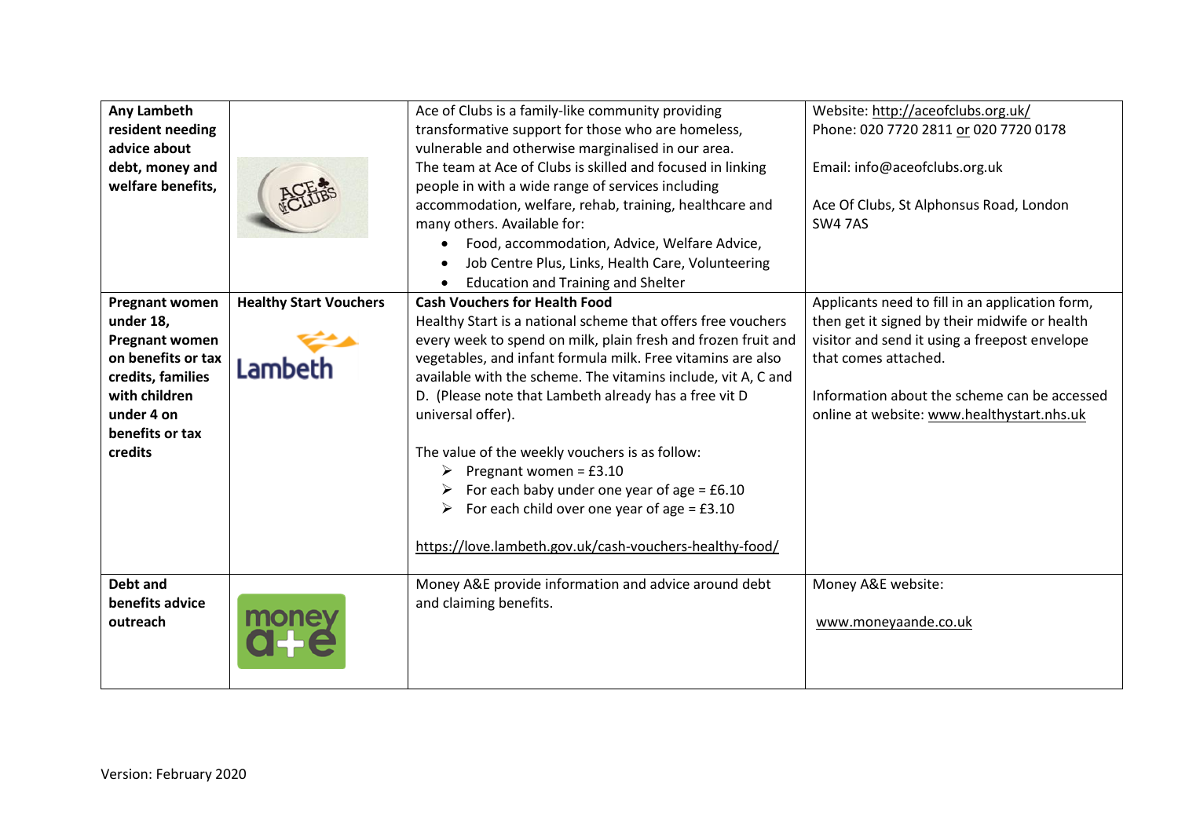| **Any Lambeth resident needing advice about debt, money and welfare benefits,** | | Ace of Clubs is a family-like community providing transformative support for those who are homeless, vulnerable and otherwise marginalised in our area.<br>The team at Ace of Clubs is skilled and focused in linking people in with a wide range of services including accommodation, welfare, rehab, training, healthcare and many others. Available for:<br>• Food, accommodation, Advice, Welfare Advice,<br>• Job Centre Plus, Links, Health Care, Volunteering<br>• Education and Training and Shelter | Website: http://aceofclubs.org.uk/<br>Phone: 020 7720 2811 or 020 7720 0178<br><br>Email: info@aceofclubs.org.uk<br><br>Ace Of Clubs, St Alphonsus Road, London SW4 7AS |
|---|---|---|---|
| **Pregnant women under 18, Pregnant women on benefits or tax credits, families with children under 4 on benefits or tax credits** | **Healthy Start Vouchers**<br><br>Lambeth | **Cash Vouchers for Health Food**<br>Healthy Start is a national scheme that offers free vouchers every week to spend on milk, plain fresh and frozen fruit and vegetables, and infant formula milk. Free vitamins are also available with the scheme. The vitamins include, vit A, C and D. (Please note that Lambeth already has a free vit D universal offer).<br><br>The value of the weekly vouchers is as follow:<br>➢ Pregnant women = £3.10<br>➢ For each baby under one year of age = £6.10<br>➢ For each child over one year of age = £3.10<br><br>https://love.lambeth.gov.uk/cash-vouchers-healthy-food/ | Applicants need to fill in an application form, then get it signed by their midwife or health visitor and send it using a freepost envelope that comes attached.<br><br>Information about the scheme can be accessed online at website: www.healthystart.nhs.uk |
| **Debt and benefits advice outreach** | | Money A&E provide information and advice around debt and claiming benefits. | Money A&E website:<br><br>www.moneyaande.co.uk |

Version: February 2020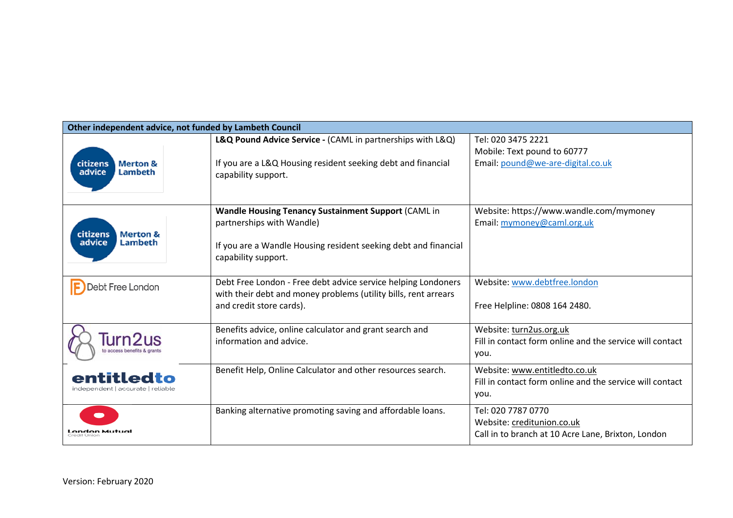| Other independent advice, not funded by Lambeth Council | | |
|---|---|---|
| citizens advice Merton & Lambeth | **L&Q Pound Advice Service -** (CAML in partnerships with L&Q)<br><br>If you are a L&Q Housing resident seeking debt and financial capability support. | Tel: 020 3475 2221<br>Mobile: Text pound to 60777<br>Email: pound@we-are-digital.co.uk |
| citizens advice Merton & Lambeth | **Wandle Housing Tenancy Sustainment Support** (CAML in partnerships with Wandle)<br><br>If you are a Wandle Housing resident seeking debt and financial capability support. | Website: https://www.wandle.com/mymoney<br>Email: mymoney@caml.org.uk |
| Debt Free London | Debt Free London - Free debt advice service helping Londoners with their debt and money problems (utility bills, rent arrears and credit store cards). | Website: www.debtfree.london<br><br>Free Helpline: 0808 164 2480. |
| Turn2us to access benefits & grants | Benefits advice, online calculator and grant search and information and advice. | Website: turn2us.org.uk<br>Fill in contact form online and the service will contact you. |
| entitledto independent \| accurate \| reliable | Benefit Help, Online Calculator and other resources search. | Website: www.entitledto.co.uk<br>Fill in contact form online and the service will contact you. |
| London Mutual Credit Union | Banking alternative promoting saving and affordable loans. | Tel: 020 7787 0770<br>Website: creditunion.co.uk<br>Call in to branch at 10 Acre Lane, Brixton, London |

Version: February 2020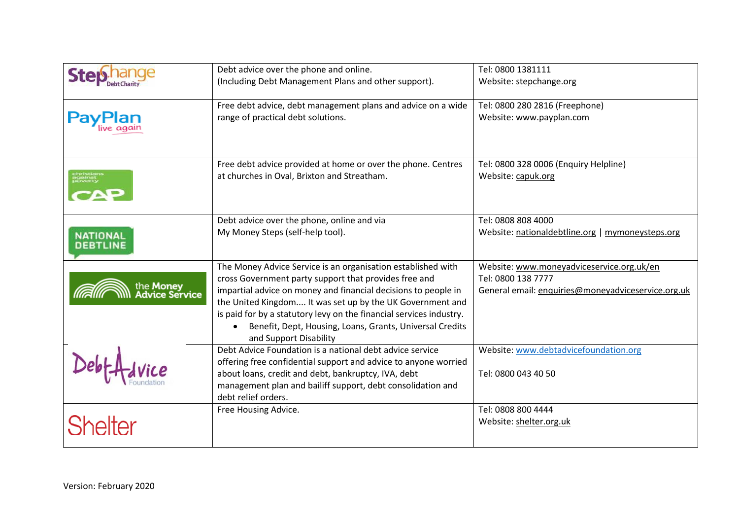| | | |
|---|---|---|
| StepChange Debt Charity | Debt advice over the phone and online. (Including Debt Management Plans and other support). | Tel: 0800 1381111<br>Website: stepchange.org |
| PayPlan live again | Free debt advice, debt management plans and advice on a wide range of practical debt solutions. | Tel: 0800 280 2816 (Freephone)<br>Website: www.payplan.com |
| christians against poverty CAP | Free debt advice provided at home or over the phone. Centres at churches in Oval, Brixton and Streatham. | Tel: 0800 328 0006 (Enquiry Helpline)<br>Website: capuk.org |
| NATIONAL DEBTLINE | Debt advice over the phone, online and via My Money Steps (self-help tool). | Tel: 0808 808 4000<br>Website: nationaldebtline.org \| mymoneysteps.org |
| the Money Advice Service | The Money Advice Service is an organisation established with cross Government party support that provides free and impartial advice on money and financial decisions to people in the United Kingdom.... It was set up by the UK Government and is paid for by a statutory levy on the financial services industry.<br>• Benefit, Dept, Housing, Loans, Grants, Universal Credits and Support Disability | Website: www.moneyadviceservice.org.uk/en<br>Tel: 0800 138 7777<br>General email: enquiries@moneyadviceservice.org.uk |
| DebtAdvice Foundation | Debt Advice Foundation is a national debt advice service offering free confidential support and advice to anyone worried about loans, credit and debt, bankruptcy, IVA, debt management plan and bailiff support, debt consolidation and debt relief orders. | Website: www.debtadvicefoundation.org<br><br>Tel: 0800 043 40 50 |
| Shelter | Free Housing Advice. | Tel: 0808 800 4444<br>Website: shelter.org.uk |

Version: February 2020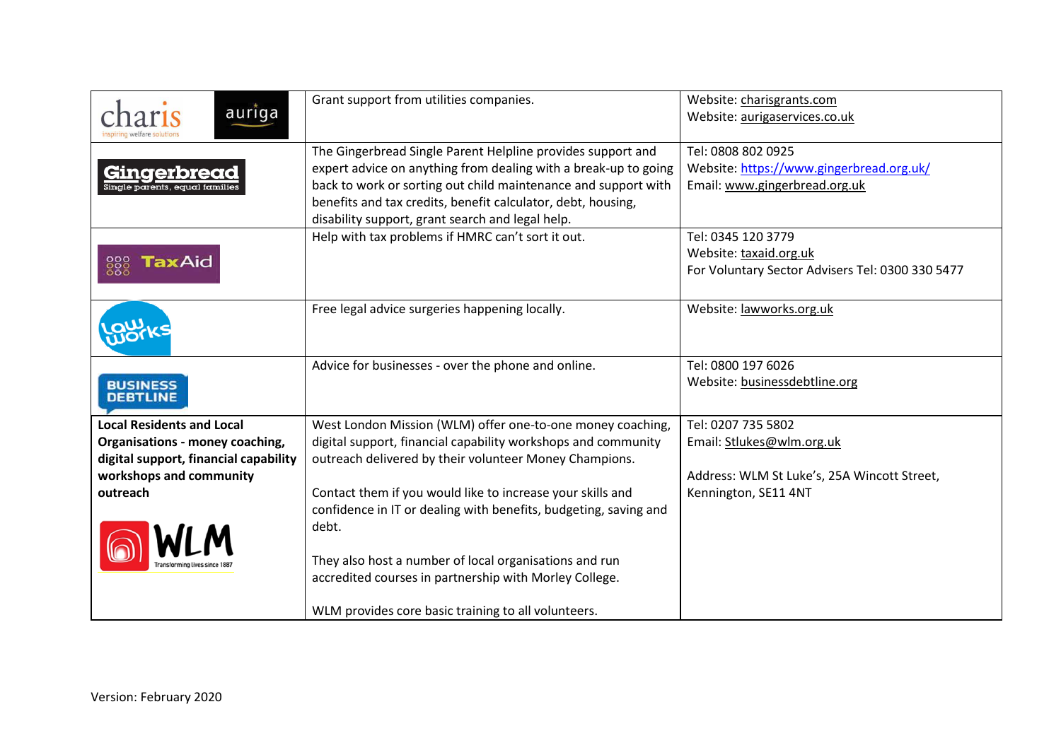| | | |
|---|---|---|
| charis (inspiring welfare solutions) auriga | Grant support from utilities companies. | Website: charisgrants.com<br>Website: aurigaservices.co.uk |
| Gingerbread (Single parents, equal families) | The Gingerbread Single Parent Helpline provides support and expert advice on anything from dealing with a break-up to going back to work or sorting out child maintenance and support with benefits and tax credits, benefit calculator, debt, housing, disability support, grant search and legal help. | Tel: 0808 802 0925<br>Website: https://www.gingerbread.org.uk/<br>Email: www.gingerbread.org.uk |
| TaxAid | Help with tax problems if HMRC can't sort it out. | Tel: 0345 120 3779<br>Website: taxaid.org.uk<br>For Voluntary Sector Advisers Tel: 0300 330 5477 |
| LawWorks | Free legal advice surgeries happening locally. | Website: lawworks.org.uk |
| BUSINESS DEBTLINE | Advice for businesses - over the phone and online. | Tel: 0800 197 6026<br>Website: businessdebtline.org |
| **Local Residents and Local Organisations - money coaching, digital support, financial capability workshops and community outreach**<br><br>WLM (Transforming lives since 1887) | West London Mission (WLM) offer one-to-one money coaching, digital support, financial capability workshops and community outreach delivered by their volunteer Money Champions.<br><br>Contact them if you would like to increase your skills and confidence in IT or dealing with benefits, budgeting, saving and debt.<br><br>They also host a number of local organisations and run accredited courses in partnership with Morley College.<br><br>WLM provides core basic training to all volunteers. | Tel: 0207 735 5802<br>Email: Stlukes@wlm.org.uk<br><br>Address: WLM St Luke's, 25A Wincott Street, Kennington, SE11 4NT |

Version: February 2020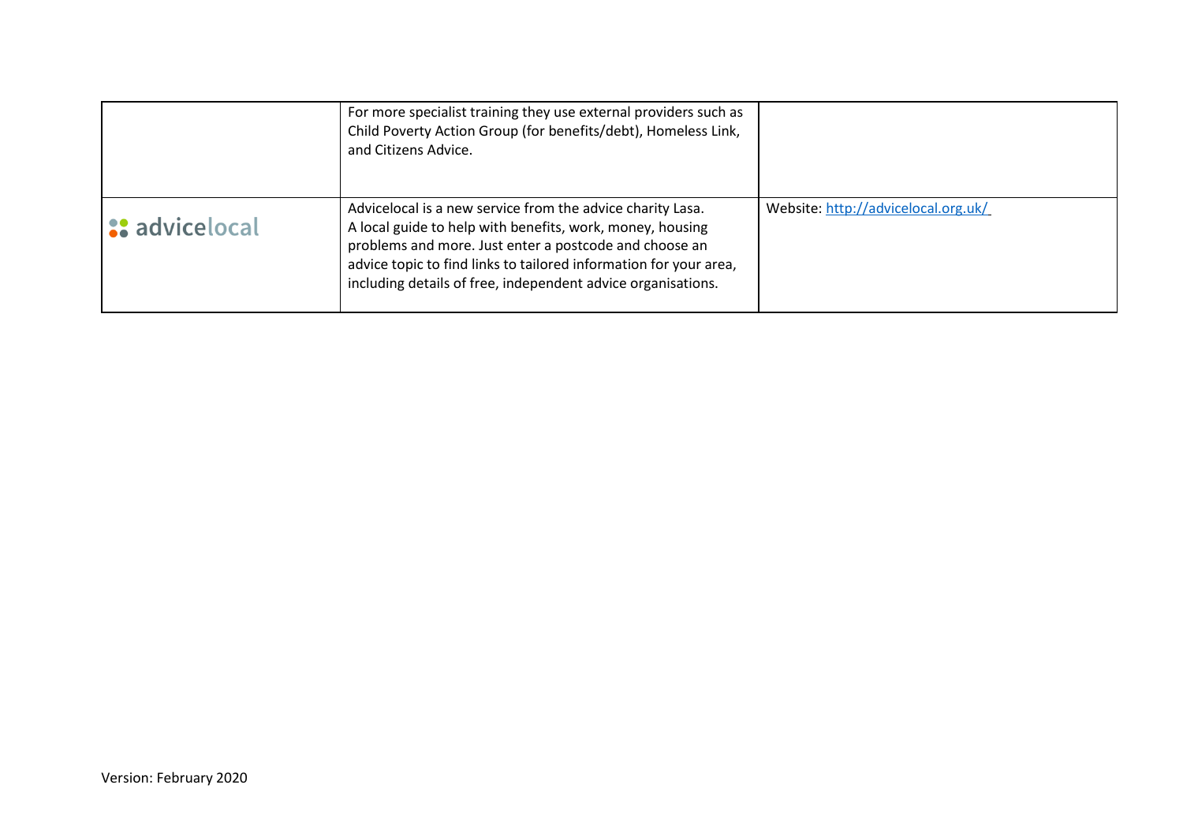| | | |
|---|---|---|
| | For more specialist training they use external providers such as Child Poverty Action Group (for benefits/debt), Homeless Link, and Citizens Advice. | |
| advicelocal | Advicelocal is a new service from the advice charity Lasa. A local guide to help with benefits, work, money, housing problems and more. Just enter a postcode and choose an advice topic to find links to tailored information for your area, including details of free, independent advice organisations. | Website: http://advicelocal.org.uk/ |

Version: February 2020